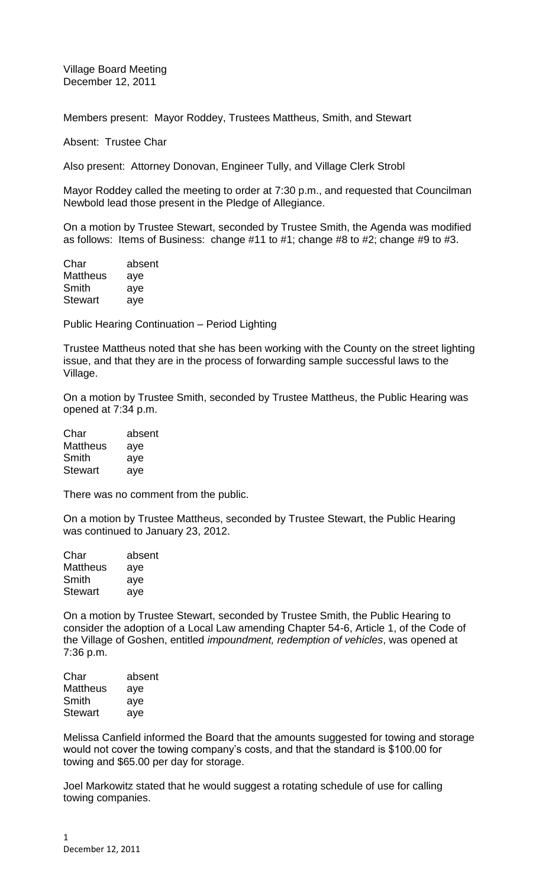Village Board Meeting
December 12, 2011

Members present: Mayor Roddey, Trustees Mattheus, Smith, and Stewart

Absent: Trustee Char

Also present: Attorney Donovan, Engineer Tully, and Village Clerk Strobl

Mayor Roddey called the meeting to order at 7:30 p.m., and requested that Councilman Newbold lead those present in the Pledge of Allegiance.

On a motion by Trustee Stewart, seconded by Trustee Smith, the Agenda was modified as follows: Items of Business: change #11 to #1; change #8 to #2; change #9 to #3.

| | |
|---|---|
| Char | absent |
| Mattheus | aye |
| Smith | aye |
| Stewart | aye |

Public Hearing Continuation – Period Lighting

Trustee Mattheus noted that she has been working with the County on the street lighting issue, and that they are in the process of forwarding sample successful laws to the Village.

On a motion by Trustee Smith, seconded by Trustee Mattheus, the Public Hearing was opened at 7:34 p.m.

| | |
|---|---|
| Char | absent |
| Mattheus | aye |
| Smith | aye |
| Stewart | aye |

There was no comment from the public.

On a motion by Trustee Mattheus, seconded by Trustee Stewart, the Public Hearing was continued to January 23, 2012.

| | |
|---|---|
| Char | absent |
| Mattheus | aye |
| Smith | aye |
| Stewart | aye |

On a motion by Trustee Stewart, seconded by Trustee Smith, the Public Hearing to consider the adoption of a Local Law amending Chapter 54-6, Article 1, of the Code of the Village of Goshen, entitled *impoundment, redemption of vehicles*, was opened at 7:36 p.m.

| | |
|---|---|
| Char | absent |
| Mattheus | aye |
| Smith | aye |
| Stewart | aye |

Melissa Canfield informed the Board that the amounts suggested for towing and storage would not cover the towing company's costs, and that the standard is $100.00 for towing and $65.00 per day for storage.

Joel Markowitz stated that he would suggest a rotating schedule of use for calling towing companies.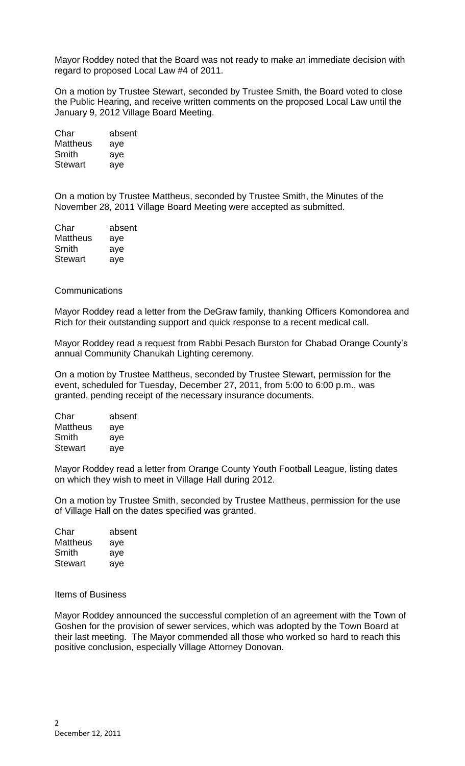Mayor Roddey noted that the Board was not ready to make an immediate decision with regard to proposed Local Law #4 of 2011.

On a motion by Trustee Stewart, seconded by Trustee Smith, the Board voted to close the Public Hearing, and receive written comments on the proposed Local Law until the January 9, 2012 Village Board Meeting.

| | |
|---|---|
| Char | absent |
| Mattheus | aye |
| Smith | aye |
| Stewart | aye |

On a motion by Trustee Mattheus, seconded by Trustee Smith, the Minutes of the November 28, 2011 Village Board Meeting were accepted as submitted.

| | |
|---|---|
| Char | absent |
| Mattheus | aye |
| Smith | aye |
| Stewart | aye |

Communications

Mayor Roddey read a letter from the DeGraw family, thanking Officers Komondorea and Rich for their outstanding support and quick response to a recent medical call.

Mayor Roddey read a request from Rabbi Pesach Burston for Chabad Orange County's annual Community Chanukah Lighting ceremony.

On a motion by Trustee Mattheus, seconded by Trustee Stewart, permission for the event, scheduled for Tuesday, December 27, 2011, from 5:00 to 6:00 p.m., was granted, pending receipt of the necessary insurance documents.

| | |
|---|---|
| Char | absent |
| Mattheus | aye |
| Smith | aye |
| Stewart | aye |

Mayor Roddey read a letter from Orange County Youth Football League, listing dates on which they wish to meet in Village Hall during 2012.

On a motion by Trustee Smith, seconded by Trustee Mattheus, permission for the use of Village Hall on the dates specified was granted.

| | |
|---|---|
| Char | absent |
| Mattheus | aye |
| Smith | aye |
| Stewart | aye |

Items of Business

Mayor Roddey announced the successful completion of an agreement with the Town of Goshen for the provision of sewer services, which was adopted by the Town Board at their last meeting. The Mayor commended all those who worked so hard to reach this positive conclusion, especially Village Attorney Donovan.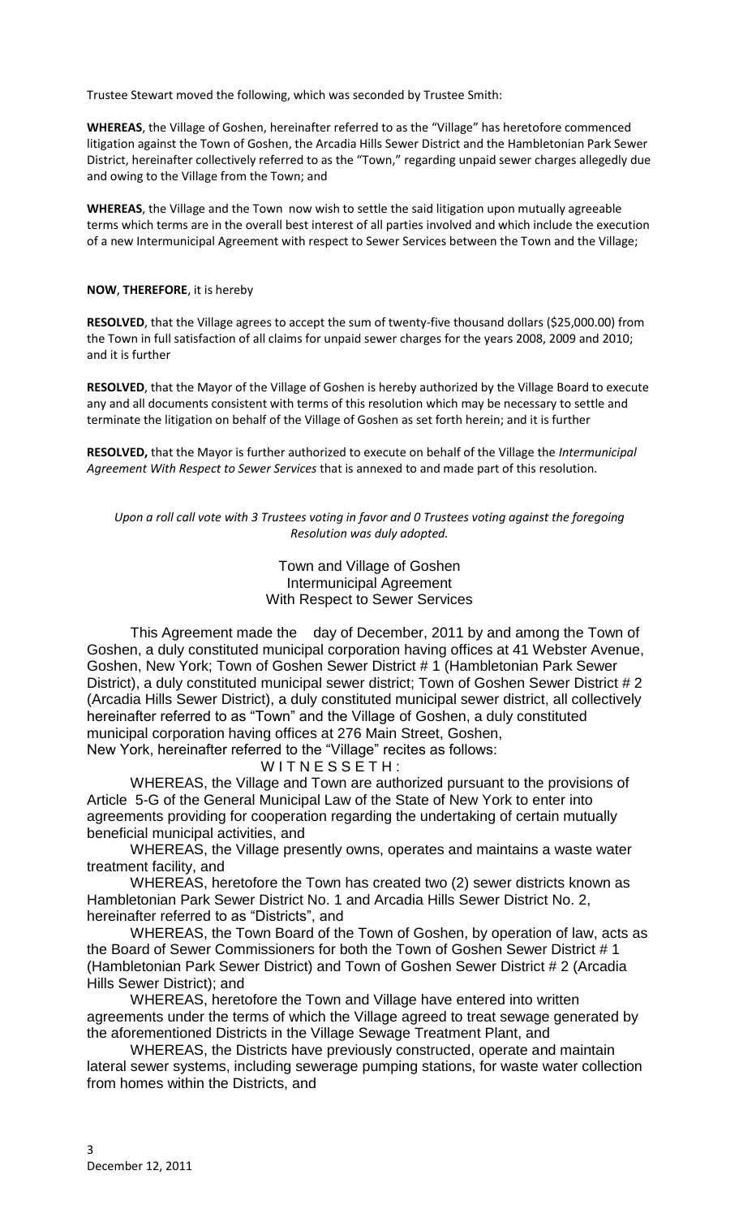Trustee Stewart moved the following, which was seconded by Trustee Smith:

**WHEREAS**, the Village of Goshen, hereinafter referred to as the "Village" has heretofore commenced litigation against the Town of Goshen, the Arcadia Hills Sewer District and the Hambletonian Park Sewer District, hereinafter collectively referred to as the "Town," regarding unpaid sewer charges allegedly due and owing to the Village from the Town; and

**WHEREAS**, the Village and the Town now wish to settle the said litigation upon mutually agreeable terms which terms are in the overall best interest of all parties involved and which include the execution of a new Intermunicipal Agreement with respect to Sewer Services between the Town and the Village;

**NOW**, **THEREFORE**, it is hereby

**RESOLVED**, that the Village agrees to accept the sum of twenty-five thousand dollars ($25,000.00) from the Town in full satisfaction of all claims for unpaid sewer charges for the years 2008, 2009 and 2010; and it is further

**RESOLVED**, that the Mayor of the Village of Goshen is hereby authorized by the Village Board to execute any and all documents consistent with terms of this resolution which may be necessary to settle and terminate the litigation on behalf of the Village of Goshen as set forth herein; and it is further

**RESOLVED,** that the Mayor is further authorized to execute on behalf of the Village the *Intermunicipal Agreement With Respect to Sewer Services* that is annexed to and made part of this resolution.

*Upon a roll call vote with 3 Trustees voting in favor and 0 Trustees voting against the foregoing Resolution was duly adopted.*

Town and Village of Goshen
Intermunicipal Agreement
With Respect to Sewer Services

This Agreement made the day of December, 2011 by and among the Town of Goshen, a duly constituted municipal corporation having offices at 41 Webster Avenue, Goshen, New York; Town of Goshen Sewer District # 1 (Hambletonian Park Sewer District), a duly constituted municipal sewer district; Town of Goshen Sewer District # 2 (Arcadia Hills Sewer District), a duly constituted municipal sewer district, all collectively hereinafter referred to as "Town" and the Village of Goshen, a duly constituted municipal corporation having offices at 276 Main Street, Goshen, New York, hereinafter referred to the "Village" recites as follows:

W I T N E S S E T H :

WHEREAS, the Village and Town are authorized pursuant to the provisions of Article 5-G of the General Municipal Law of the State of New York to enter into agreements providing for cooperation regarding the undertaking of certain mutually beneficial municipal activities, and

WHEREAS, the Village presently owns, operates and maintains a waste water treatment facility, and

WHEREAS, heretofore the Town has created two (2) sewer districts known as Hambletonian Park Sewer District No. 1 and Arcadia Hills Sewer District No. 2, hereinafter referred to as "Districts", and

WHEREAS, the Town Board of the Town of Goshen, by operation of law, acts as the Board of Sewer Commissioners for both the Town of Goshen Sewer District # 1 (Hambletonian Park Sewer District) and Town of Goshen Sewer District # 2 (Arcadia Hills Sewer District); and

WHEREAS, heretofore the Town and Village have entered into written agreements under the terms of which the Village agreed to treat sewage generated by the aforementioned Districts in the Village Sewage Treatment Plant, and

WHEREAS, the Districts have previously constructed, operate and maintain lateral sewer systems, including sewerage pumping stations, for waste water collection from homes within the Districts, and

December 12, 2011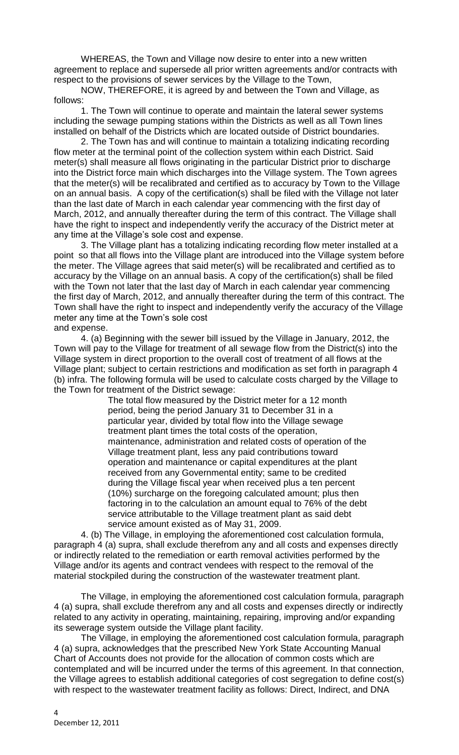WHEREAS, the Town and Village now desire to enter into a new written agreement to replace and supersede all prior written agreements and/or contracts with respect to the provisions of sewer services by the Village to the Town,

NOW, THEREFORE, it is agreed by and between the Town and Village, as follows:

1. The Town will continue to operate and maintain the lateral sewer systems including the sewage pumping stations within the Districts as well as all Town lines installed on behalf of the Districts which are located outside of District boundaries.

2. The Town has and will continue to maintain a totalizing indicating recording flow meter at the terminal point of the collection system within each District. Said meter(s) shall measure all flows originating in the particular District prior to discharge into the District force main which discharges into the Village system. The Town agrees that the meter(s) will be recalibrated and certified as to accuracy by Town to the Village on an annual basis. A copy of the certification(s) shall be filed with the Village not later than the last date of March in each calendar year commencing with the first day of March, 2012, and annually thereafter during the term of this contract. The Village shall have the right to inspect and independently verify the accuracy of the District meter at any time at the Village's sole cost and expense.

3. The Village plant has a totalizing indicating recording flow meter installed at a point so that all flows into the Village plant are introduced into the Village system before the meter. The Village agrees that said meter(s) will be recalibrated and certified as to accuracy by the Village on an annual basis. A copy of the certification(s) shall be filed with the Town not later that the last day of March in each calendar year commencing the first day of March, 2012, and annually thereafter during the term of this contract. The Town shall have the right to inspect and independently verify the accuracy of the Village meter any time at the Town's sole cost and expense.

4. (a) Beginning with the sewer bill issued by the Village in January, 2012, the Town will pay to the Village for treatment of all sewage flow from the District(s) into the Village system in direct proportion to the overall cost of treatment of all flows at the Village plant; subject to certain restrictions and modification as set forth in paragraph 4 (b) infra. The following formula will be used to calculate costs charged by the Village to the Town for treatment of the District sewage:

> The total flow measured by the District meter for a 12 month period, being the period January 31 to December 31 in a particular year, divided by total flow into the Village sewage treatment plant times the total costs of the operation, maintenance, administration and related costs of operation of the Village treatment plant, less any paid contributions toward operation and maintenance or capital expenditures at the plant received from any Governmental entity; same to be credited during the Village fiscal year when received plus a ten percent (10%) surcharge on the foregoing calculated amount; plus then factoring in to the calculation an amount equal to 76% of the debt service attributable to the Village treatment plant as said debt service amount existed as of May 31, 2009.

4. (b) The Village, in employing the aforementioned cost calculation formula, paragraph 4 (a) supra, shall exclude therefrom any and all costs and expenses directly or indirectly related to the remediation or earth removal activities performed by the Village and/or its agents and contract vendees with respect to the removal of the material stockpiled during the construction of the wastewater treatment plant.

The Village, in employing the aforementioned cost calculation formula, paragraph 4 (a) supra, shall exclude therefrom any and all costs and expenses directly or indirectly related to any activity in operating, maintaining, repairing, improving and/or expanding its sewerage system outside the Village plant facility.

The Village, in employing the aforementioned cost calculation formula, paragraph 4 (a) supra, acknowledges that the prescribed New York State Accounting Manual Chart of Accounts does not provide for the allocation of common costs which are contemplated and will be incurred under the terms of this agreement. In that connection, the Village agrees to establish additional categories of cost segregation to define cost(s) with respect to the wastewater treatment facility as follows: Direct, Indirect, and DNA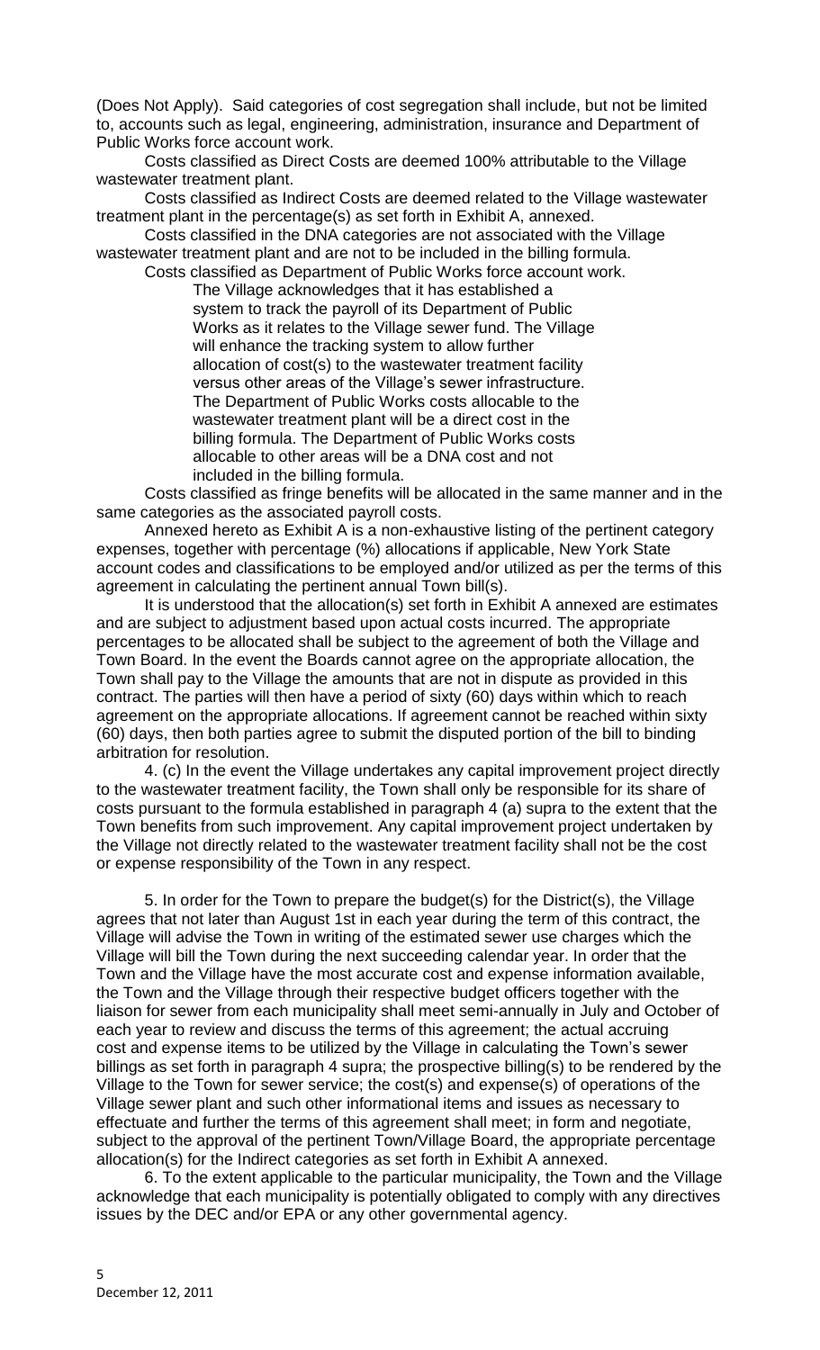(Does Not Apply). Said categories of cost segregation shall include, but not be limited to, accounts such as legal, engineering, administration, insurance and Department of Public Works force account work.

Costs classified as Direct Costs are deemed 100% attributable to the Village wastewater treatment plant.

Costs classified as Indirect Costs are deemed related to the Village wastewater treatment plant in the percentage(s) as set forth in Exhibit A, annexed.

Costs classified in the DNA categories are not associated with the Village wastewater treatment plant and are not to be included in the billing formula.

Costs classified as Department of Public Works force account work.

> The Village acknowledges that it has established a system to track the payroll of its Department of Public Works as it relates to the Village sewer fund. The Village will enhance the tracking system to allow further allocation of cost(s) to the wastewater treatment facility versus other areas of the Village's sewer infrastructure. The Department of Public Works costs allocable to the wastewater treatment plant will be a direct cost in the billing formula. The Department of Public Works costs allocable to other areas will be a DNA cost and not included in the billing formula.

Costs classified as fringe benefits will be allocated in the same manner and in the same categories as the associated payroll costs.

Annexed hereto as Exhibit A is a non-exhaustive listing of the pertinent category expenses, together with percentage (%) allocations if applicable, New York State account codes and classifications to be employed and/or utilized as per the terms of this agreement in calculating the pertinent annual Town bill(s).

It is understood that the allocation(s) set forth in Exhibit A annexed are estimates and are subject to adjustment based upon actual costs incurred. The appropriate percentages to be allocated shall be subject to the agreement of both the Village and Town Board. In the event the Boards cannot agree on the appropriate allocation, the Town shall pay to the Village the amounts that are not in dispute as provided in this contract. The parties will then have a period of sixty (60) days within which to reach agreement on the appropriate allocations. If agreement cannot be reached within sixty (60) days, then both parties agree to submit the disputed portion of the bill to binding arbitration for resolution.

4. (c) In the event the Village undertakes any capital improvement project directly to the wastewater treatment facility, the Town shall only be responsible for its share of costs pursuant to the formula established in paragraph 4 (a) supra to the extent that the Town benefits from such improvement. Any capital improvement project undertaken by the Village not directly related to the wastewater treatment facility shall not be the cost or expense responsibility of the Town in any respect.

5. In order for the Town to prepare the budget(s) for the District(s), the Village agrees that not later than August 1st in each year during the term of this contract, the Village will advise the Town in writing of the estimated sewer use charges which the Village will bill the Town during the next succeeding calendar year. In order that the Town and the Village have the most accurate cost and expense information available, the Town and the Village through their respective budget officers together with the liaison for sewer from each municipality shall meet semi-annually in July and October of each year to review and discuss the terms of this agreement; the actual accruing cost and expense items to be utilized by the Village in calculating the Town's sewer billings as set forth in paragraph 4 supra; the prospective billing(s) to be rendered by the Village to the Town for sewer service; the cost(s) and expense(s) of operations of the Village sewer plant and such other informational items and issues as necessary to effectuate and further the terms of this agreement shall meet; in form and negotiate, subject to the approval of the pertinent Town/Village Board, the appropriate percentage allocation(s) for the Indirect categories as set forth in Exhibit A annexed.

6. To the extent applicable to the particular municipality, the Town and the Village acknowledge that each municipality is potentially obligated to comply with any directives issues by the DEC and/or EPA or any other governmental agency.

December 12, 2011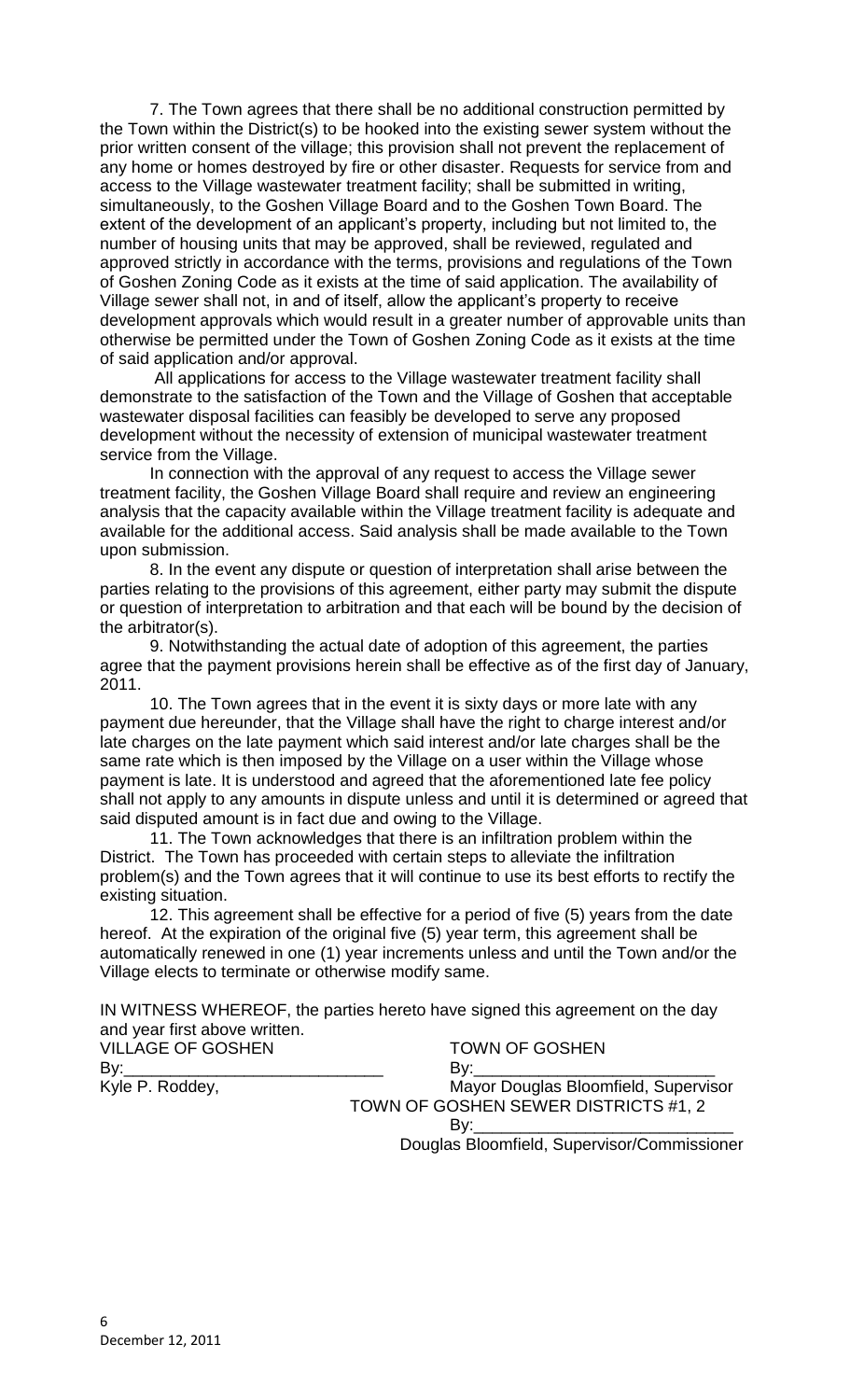7. The Town agrees that there shall be no additional construction permitted by the Town within the District(s) to be hooked into the existing sewer system without the prior written consent of the village; this provision shall not prevent the replacement of any home or homes destroyed by fire or other disaster. Requests for service from and access to the Village wastewater treatment facility; shall be submitted in writing, simultaneously, to the Goshen Village Board and to the Goshen Town Board. The extent of the development of an applicant's property, including but not limited to, the number of housing units that may be approved, shall be reviewed, regulated and approved strictly in accordance with the terms, provisions and regulations of the Town of Goshen Zoning Code as it exists at the time of said application. The availability of Village sewer shall not, in and of itself, allow the applicant's property to receive development approvals which would result in a greater number of approvable units than otherwise be permitted under the Town of Goshen Zoning Code as it exists at the time of said application and/or approval.

All applications for access to the Village wastewater treatment facility shall demonstrate to the satisfaction of the Town and the Village of Goshen that acceptable wastewater disposal facilities can feasibly be developed to serve any proposed development without the necessity of extension of municipal wastewater treatment service from the Village.

In connection with the approval of any request to access the Village sewer treatment facility, the Goshen Village Board shall require and review an engineering analysis that the capacity available within the Village treatment facility is adequate and available for the additional access. Said analysis shall be made available to the Town upon submission.

8. In the event any dispute or question of interpretation shall arise between the parties relating to the provisions of this agreement, either party may submit the dispute or question of interpretation to arbitration and that each will be bound by the decision of the arbitrator(s).

9. Notwithstanding the actual date of adoption of this agreement, the parties agree that the payment provisions herein shall be effective as of the first day of January, 2011.

10. The Town agrees that in the event it is sixty days or more late with any payment due hereunder, that the Village shall have the right to charge interest and/or late charges on the late payment which said interest and/or late charges shall be the same rate which is then imposed by the Village on a user within the Village whose payment is late. It is understood and agreed that the aforementioned late fee policy shall not apply to any amounts in dispute unless and until it is determined or agreed that said disputed amount is in fact due and owing to the Village.

11. The Town acknowledges that there is an infiltration problem within the District. The Town has proceeded with certain steps to alleviate the infiltration problem(s) and the Town agrees that it will continue to use its best efforts to rectify the existing situation.

12. This agreement shall be effective for a period of five (5) years from the date hereof. At the expiration of the original five (5) year term, this agreement shall be automatically renewed in one (1) year increments unless and until the Town and/or the Village elects to terminate or otherwise modify same.

IN WITNESS WHEREOF, the parties hereto have signed this agreement on the day and year first above written.

VILLAGE OF GOSHEN

By:\_\_\_\_\_\_\_\_\_\_\_\_\_\_\_\_\_\_\_\_\_\_\_\_\_\_\_\_

Kyle P. Roddey, Mayor

TOWN OF GOSHEN

By:\_\_\_\_\_\_\_\_\_\_\_\_\_\_\_\_\_\_\_\_\_\_\_\_\_\_\_\_

Douglas Bloomfield, Supervisor

TOWN OF GOSHEN SEWER DISTRICTS #1, 2

By:\_\_\_\_\_\_\_\_\_\_\_\_\_\_\_\_\_\_\_\_\_\_\_\_\_\_\_\_

Douglas Bloomfield, Supervisor/Commissioner

December 12, 2011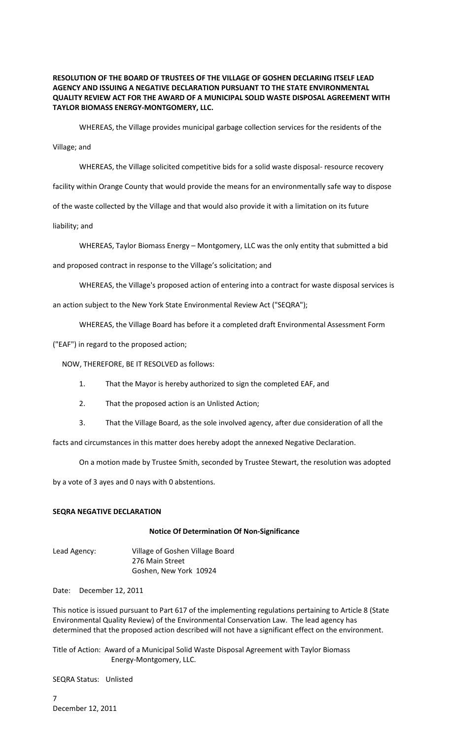**RESOLUTION OF THE BOARD OF TRUSTEES OF THE VILLAGE OF GOSHEN DECLARING ITSELF LEAD AGENCY AND ISSUING A NEGATIVE DECLARATION PURSUANT TO THE STATE ENVIRONMENTAL QUALITY REVIEW ACT FOR THE AWARD OF A MUNICIPAL SOLID WASTE DISPOSAL AGREEMENT WITH TAYLOR BIOMASS ENERGY-MONTGOMERY, LLC.**

WHEREAS, the Village provides municipal garbage collection services for the residents of the Village; and

WHEREAS, the Village solicited competitive bids for a solid waste disposal- resource recovery facility within Orange County that would provide the means for an environmentally safe way to dispose of the waste collected by the Village and that would also provide it with a limitation on its future liability; and

WHEREAS, Taylor Biomass Energy – Montgomery, LLC was the only entity that submitted a bid and proposed contract in response to the Village's solicitation; and

WHEREAS, the Village's proposed action of entering into a contract for waste disposal services is an action subject to the New York State Environmental Review Act ("SEQRA");

WHEREAS, the Village Board has before it a completed draft Environmental Assessment Form ("EAF") in regard to the proposed action;

NOW, THEREFORE, BE IT RESOLVED as follows:

1. That the Mayor is hereby authorized to sign the completed EAF, and
2. That the proposed action is an Unlisted Action;
3. That the Village Board, as the sole involved agency, after due consideration of all the facts and circumstances in this matter does hereby adopt the annexed Negative Declaration.

On a motion made by Trustee Smith, seconded by Trustee Stewart, the resolution was adopted by a vote of 3 ayes and 0 nays with 0 abstentions.

**SEQRA NEGATIVE DECLARATION**

**Notice Of Determination Of Non-Significance**

Lead Agency: Village of Goshen Village Board
276 Main Street
Goshen, New York 10924

Date: December 12, 2011

This notice is issued pursuant to Part 617 of the implementing regulations pertaining to Article 8 (State Environmental Quality Review) of the Environmental Conservation Law. The lead agency has determined that the proposed action described will not have a significant effect on the environment.

Title of Action: Award of a Municipal Solid Waste Disposal Agreement with Taylor Biomass Energy-Montgomery, LLC.

SEQRA Status: Unlisted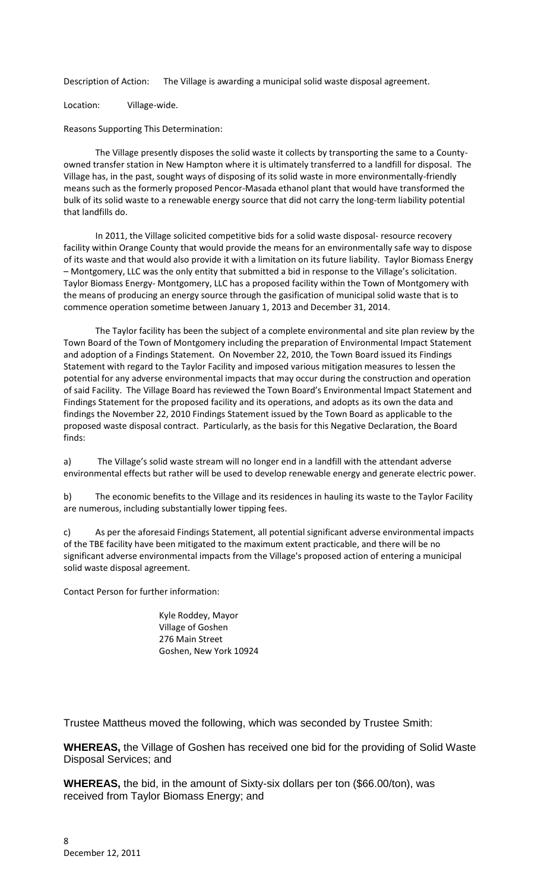Description of Action: The Village is awarding a municipal solid waste disposal agreement.

Location: Village-wide.

Reasons Supporting This Determination:

The Village presently disposes the solid waste it collects by transporting the same to a County-owned transfer station in New Hampton where it is ultimately transferred to a landfill for disposal. The Village has, in the past, sought ways of disposing of its solid waste in more environmentally-friendly means such as the formerly proposed Pencor-Masada ethanol plant that would have transformed the bulk of its solid waste to a renewable energy source that did not carry the long-term liability potential that landfills do.

In 2011, the Village solicited competitive bids for a solid waste disposal- resource recovery facility within Orange County that would provide the means for an environmentally safe way to dispose of its waste and that would also provide it with a limitation on its future liability. Taylor Biomass Energy – Montgomery, LLC was the only entity that submitted a bid in response to the Village's solicitation. Taylor Biomass Energy- Montgomery, LLC has a proposed facility within the Town of Montgomery with the means of producing an energy source through the gasification of municipal solid waste that is to commence operation sometime between January 1, 2013 and December 31, 2014.

The Taylor facility has been the subject of a complete environmental and site plan review by the Town Board of the Town of Montgomery including the preparation of Environmental Impact Statement and adoption of a Findings Statement. On November 22, 2010, the Town Board issued its Findings Statement with regard to the Taylor Facility and imposed various mitigation measures to lessen the potential for any adverse environmental impacts that may occur during the construction and operation of said Facility. The Village Board has reviewed the Town Board's Environmental Impact Statement and Findings Statement for the proposed facility and its operations, and adopts as its own the data and findings the November 22, 2010 Findings Statement issued by the Town Board as applicable to the proposed waste disposal contract. Particularly, as the basis for this Negative Declaration, the Board finds:

a) The Village's solid waste stream will no longer end in a landfill with the attendant adverse environmental effects but rather will be used to develop renewable energy and generate electric power.

b) The economic benefits to the Village and its residences in hauling its waste to the Taylor Facility are numerous, including substantially lower tipping fees.

c) As per the aforesaid Findings Statement, all potential significant adverse environmental impacts of the TBE facility have been mitigated to the maximum extent practicable, and there will be no significant adverse environmental impacts from the Village's proposed action of entering a municipal solid waste disposal agreement.

Contact Person for further information:

Kyle Roddey, Mayor
Village of Goshen
276 Main Street
Goshen, New York 10924

Trustee Mattheus moved the following, which was seconded by Trustee Smith:

**WHEREAS,** the Village of Goshen has received one bid for the providing of Solid Waste Disposal Services; and

**WHEREAS,** the bid, in the amount of Sixty-six dollars per ton ($66.00/ton), was received from Taylor Biomass Energy; and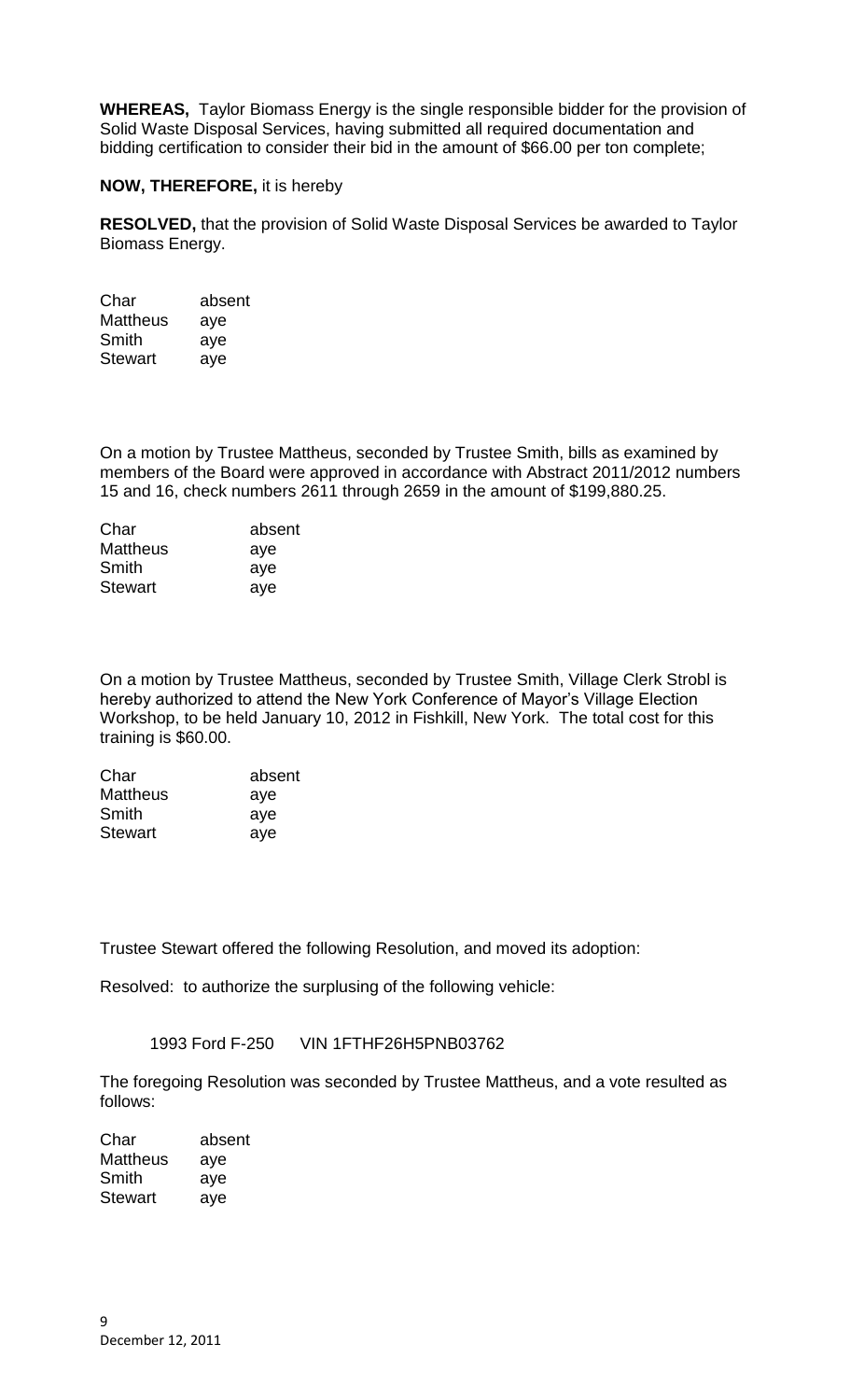**WHEREAS,** Taylor Biomass Energy is the single responsible bidder for the provision of Solid Waste Disposal Services, having submitted all required documentation and bidding certification to consider their bid in the amount of $66.00 per ton complete;

**NOW, THEREFORE,** it is hereby

**RESOLVED,** that the provision of Solid Waste Disposal Services be awarded to Taylor Biomass Energy.

| | |
|---|---|
| Char | absent |
| Mattheus | aye |
| Smith | aye |
| Stewart | aye |

On a motion by Trustee Mattheus, seconded by Trustee Smith, bills as examined by members of the Board were approved in accordance with Abstract 2011/2012 numbers 15 and 16, check numbers 2611 through 2659 in the amount of $199,880.25.

| | |
|---|---|
| Char | absent |
| Mattheus | aye |
| Smith | aye |
| Stewart | aye |

On a motion by Trustee Mattheus, seconded by Trustee Smith, Village Clerk Strobl is hereby authorized to attend the New York Conference of Mayor's Village Election Workshop, to be held January 10, 2012 in Fishkill, New York. The total cost for this training is $60.00.

| | |
|---|---|
| Char | absent |
| Mattheus | aye |
| Smith | aye |
| Stewart | aye |

Trustee Stewart offered the following Resolution, and moved its adoption:

Resolved: to authorize the surplusing of the following vehicle:

1993 Ford F-250 VIN 1FTHF26H5PNB03762

The foregoing Resolution was seconded by Trustee Mattheus, and a vote resulted as follows:

| | |
|---|---|
| Char | absent |
| Mattheus | aye |
| Smith | aye |
| Stewart | aye |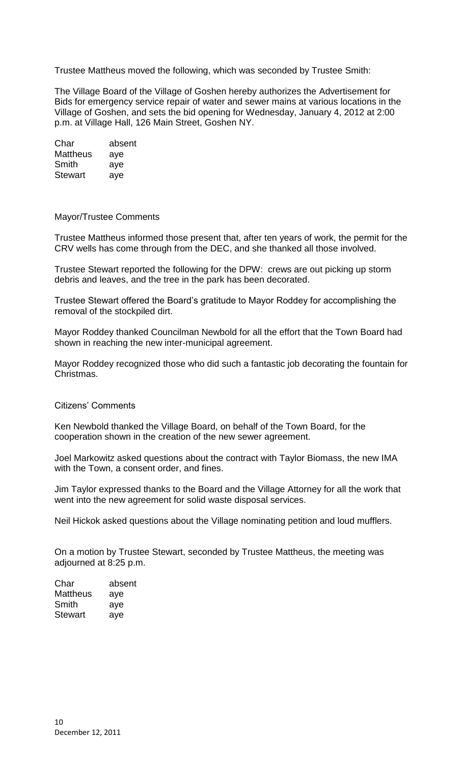Trustee Mattheus moved the following, which was seconded by Trustee Smith:

The Village Board of the Village of Goshen hereby authorizes the Advertisement for Bids for emergency service repair of water and sewer mains at various locations in the Village of Goshen, and sets the bid opening for Wednesday, January 4, 2012 at 2:00 p.m. at Village Hall, 126 Main Street, Goshen NY.

| | |
|---|---|
| Char | absent |
| Mattheus | aye |
| Smith | aye |
| Stewart | aye |

Mayor/Trustee Comments

Trustee Mattheus informed those present that, after ten years of work, the permit for the CRV wells has come through from the DEC, and she thanked all those involved.

Trustee Stewart reported the following for the DPW: crews are out picking up storm debris and leaves, and the tree in the park has been decorated.

Trustee Stewart offered the Board's gratitude to Mayor Roddey for accomplishing the removal of the stockpiled dirt.

Mayor Roddey thanked Councilman Newbold for all the effort that the Town Board had shown in reaching the new inter-municipal agreement.

Mayor Roddey recognized those who did such a fantastic job decorating the fountain for Christmas.

Citizens' Comments

Ken Newbold thanked the Village Board, on behalf of the Town Board, for the cooperation shown in the creation of the new sewer agreement.

Joel Markowitz asked questions about the contract with Taylor Biomass, the new IMA with the Town, a consent order, and fines.

Jim Taylor expressed thanks to the Board and the Village Attorney for all the work that went into the new agreement for solid waste disposal services.

Neil Hickok asked questions about the Village nominating petition and loud mufflers.

On a motion by Trustee Stewart, seconded by Trustee Mattheus, the meeting was adjourned at 8:25 p.m.

| | |
|---|---|
| Char | absent |
| Mattheus | aye |
| Smith | aye |
| Stewart | aye |

December 12, 2011